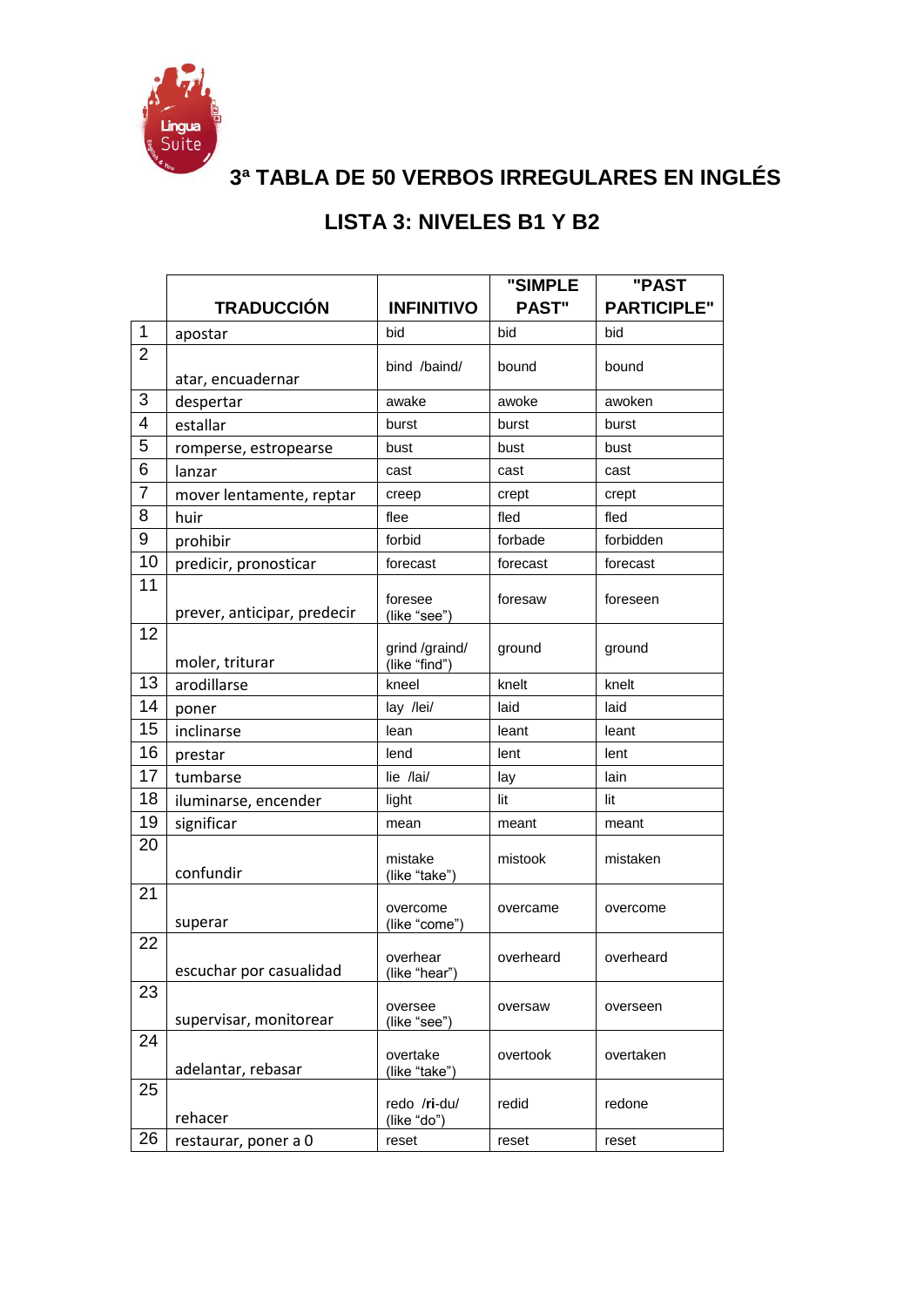# 3ª TABLA DE 50 VERBOS IRREGULARES EN INGLÉS

## LISTA 3: NIVELES B1 Y B2

| | TRADUCCIÓN | INFINITIVO | "SIMPLE PAST" | "PAST PARTICIPLE" |
|---|---|---|---|---|
| 1 | apostar | bid | bid | bid |
| 2 | atar, encuadernar | bind /baind/ | bound | bound |
| 3 | despertar | awake | awoke | awoken |
| 4 | estallar | burst | burst | burst |
| 5 | romperse, estropearse | bust | bust | bust |
| 6 | lanzar | cast | cast | cast |
| 7 | mover lentamente, reptar | creep | crept | crept |
| 8 | huir | flee | fled | fled |
| 9 | prohibir | forbid | forbade | forbidden |
| 10 | predicir, pronosticar | forecast | forecast | forecast |
| 11 | prever, anticipar, predecir | foresee (like "see") | foresaw | foreseen |
| 12 | moler, triturar | grind /graind/ (like "find") | ground | ground |
| 13 | arodillarse | kneel | knelt | knelt |
| 14 | poner | lay /lei/ | laid | laid |
| 15 | inclinarse | lean | leant | leant |
| 16 | prestar | lend | lent | lent |
| 17 | tumbarse | lie /lai/ | lay | lain |
| 18 | iluminarse, encender | light | lit | lit |
| 19 | significar | mean | meant | meant |
| 20 | confundir | mistake (like "take") | mistook | mistaken |
| 21 | superar | overcome (like "come") | overcame | overcome |
| 22 | escuchar por casualidad | overhear (like "hear") | overheard | overheard |
| 23 | supervisar, monitorear | oversee (like "see") | oversaw | overseen |
| 24 | adelantar, rebasar | overtake (like "take") | overtook | overtaken |
| 25 | rehacer | redo /**ri**-du/ (like "do") | redid | redone |
| 26 | restaurar, poner a 0 | reset | reset | reset |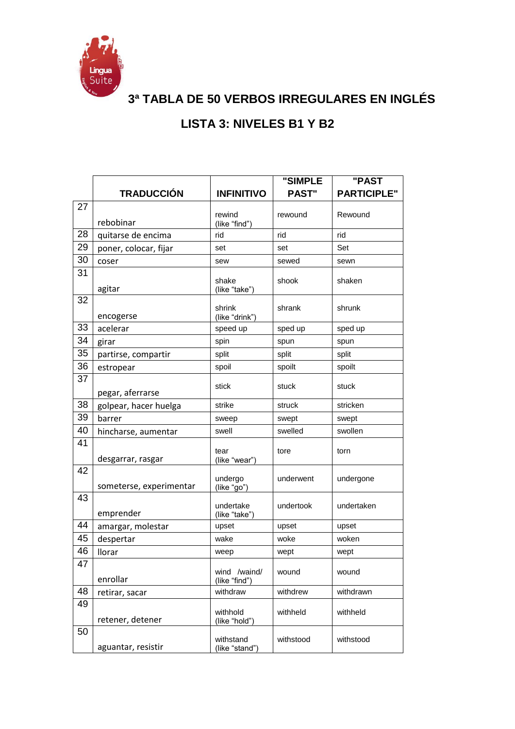# 3ª TABLA DE 50 VERBOS IRREGULARES EN INGLÉS

## LISTA 3: NIVELES B1 Y B2

| | TRADUCCIÓN | INFINITIVO | "SIMPLE PAST" | "PAST PARTICIPLE" |
|---|---|---|---|---|
| 27 | rebobinar | rewind (like "find") | rewound | Rewound |
| 28 | quitarse de encima | rid | rid | rid |
| 29 | poner, colocar, fijar | set | set | Set |
| 30 | coser | sew | sewed | sewn |
| 31 | agitar | shake (like "take") | shook | shaken |
| 32 | encogerse | shrink (like "drink") | shrank | shrunk |
| 33 | acelerar | speed up | sped up | sped up |
| 34 | girar | spin | spun | spun |
| 35 | partirse, compartir | split | split | split |
| 36 | estropear | spoil | spoilt | spoilt |
| 37 | pegar, aferrarse | stick | stuck | stuck |
| 38 | golpear, hacer huelga | strike | struck | stricken |
| 39 | barrer | sweep | swept | swept |
| 40 | hincharse, aumentar | swell | swelled | swollen |
| 41 | desgarrar, rasgar | tear (like "wear") | tore | torn |
| 42 | someterse, experimentar | undergo (like "go") | underwent | undergone |
| 43 | emprender | undertake (like "take") | undertook | undertaken |
| 44 | amargar, molestar | upset | upset | upset |
| 45 | despertar | wake | woke | woken |
| 46 | llorar | weep | wept | wept |
| 47 | enrollar | wind /waind/ (like "find") | wound | wound |
| 48 | retirar, sacar | withdraw | withdrew | withdrawn |
| 49 | retener, detener | withhold (like "hold") | withheld | withheld |
| 50 | aguantar, resistir | withstand (like "stand") | withstood | withstood |